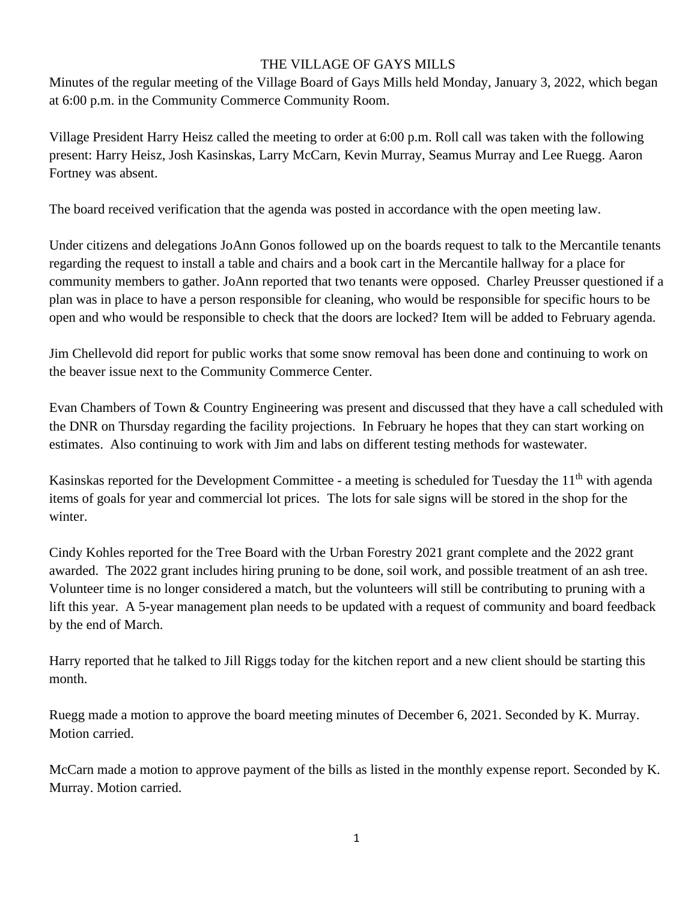# THE VILLAGE OF GAYS MILLS

Minutes of the regular meeting of the Village Board of Gays Mills held Monday, January 3, 2022, which began at 6:00 p.m. in the Community Commerce Community Room.

Village President Harry Heisz called the meeting to order at 6:00 p.m. Roll call was taken with the following present: Harry Heisz, Josh Kasinskas, Larry McCarn, Kevin Murray, Seamus Murray and Lee Ruegg. Aaron Fortney was absent.

The board received verification that the agenda was posted in accordance with the open meeting law.

Under citizens and delegations JoAnn Gonos followed up on the boards request to talk to the Mercantile tenants regarding the request to install a table and chairs and a book cart in the Mercantile hallway for a place for community members to gather. JoAnn reported that two tenants were opposed. Charley Preusser questioned if a plan was in place to have a person responsible for cleaning, who would be responsible for specific hours to be open and who would be responsible to check that the doors are locked? Item will be added to February agenda.

Jim Chellevold did report for public works that some snow removal has been done and continuing to work on the beaver issue next to the Community Commerce Center.

Evan Chambers of Town & Country Engineering was present and discussed that they have a call scheduled with the DNR on Thursday regarding the facility projections. In February he hopes that they can start working on estimates. Also continuing to work with Jim and labs on different testing methods for wastewater.

Kasinskas reported for the Development Committee - a meeting is scheduled for Tuesday the 11th with agenda items of goals for year and commercial lot prices. The lots for sale signs will be stored in the shop for the winter.

Cindy Kohles reported for the Tree Board with the Urban Forestry 2021 grant complete and the 2022 grant awarded. The 2022 grant includes hiring pruning to be done, soil work, and possible treatment of an ash tree. Volunteer time is no longer considered a match, but the volunteers will still be contributing to pruning with a lift this year. A 5-year management plan needs to be updated with a request of community and board feedback by the end of March.

Harry reported that he talked to Jill Riggs today for the kitchen report and a new client should be starting this month.

Ruegg made a motion to approve the board meeting minutes of December 6, 2021. Seconded by K. Murray. Motion carried.

McCarn made a motion to approve payment of the bills as listed in the monthly expense report. Seconded by K. Murray. Motion carried.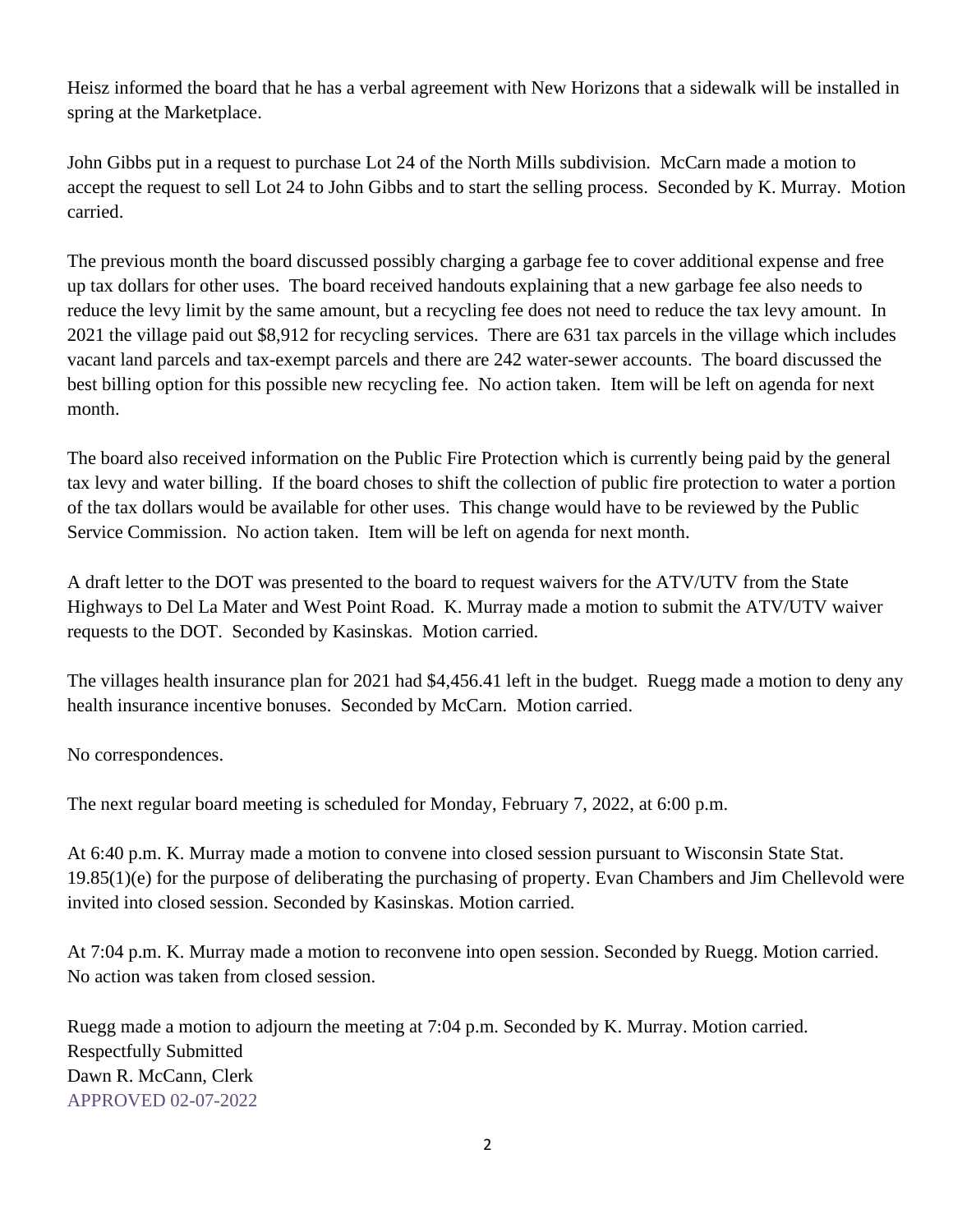Heisz informed the board that he has a verbal agreement with New Horizons that a sidewalk will be installed in spring at the Marketplace.

John Gibbs put in a request to purchase Lot 24 of the North Mills subdivision. McCarn made a motion to accept the request to sell Lot 24 to John Gibbs and to start the selling process. Seconded by K. Murray. Motion carried.

The previous month the board discussed possibly charging a garbage fee to cover additional expense and free up tax dollars for other uses. The board received handouts explaining that a new garbage fee also needs to reduce the levy limit by the same amount, but a recycling fee does not need to reduce the tax levy amount. In 2021 the village paid out $8,912 for recycling services. There are 631 tax parcels in the village which includes vacant land parcels and tax-exempt parcels and there are 242 water-sewer accounts. The board discussed the best billing option for this possible new recycling fee. No action taken. Item will be left on agenda for next month.

The board also received information on the Public Fire Protection which is currently being paid by the general tax levy and water billing. If the board choses to shift the collection of public fire protection to water a portion of the tax dollars would be available for other uses. This change would have to be reviewed by the Public Service Commission. No action taken. Item will be left on agenda for next month.

A draft letter to the DOT was presented to the board to request waivers for the ATV/UTV from the State Highways to Del La Mater and West Point Road. K. Murray made a motion to submit the ATV/UTV waiver requests to the DOT. Seconded by Kasinskas. Motion carried.

The villages health insurance plan for 2021 had $4,456.41 left in the budget. Ruegg made a motion to deny any health insurance incentive bonuses. Seconded by McCarn. Motion carried.

No correspondences.

The next regular board meeting is scheduled for Monday, February 7, 2022, at 6:00 p.m.

At 6:40 p.m. K. Murray made a motion to convene into closed session pursuant to Wisconsin State Stat. 19.85(1)(e) for the purpose of deliberating the purchasing of property. Evan Chambers and Jim Chellevold were invited into closed session. Seconded by Kasinskas. Motion carried.

At 7:04 p.m. K. Murray made a motion to reconvene into open session. Seconded by Ruegg. Motion carried. No action was taken from closed session.

Ruegg made a motion to adjourn the meeting at 7:04 p.m. Seconded by K. Murray. Motion carried.
Respectfully Submitted
Dawn R. McCann, Clerk
APPROVED 02-07-2022